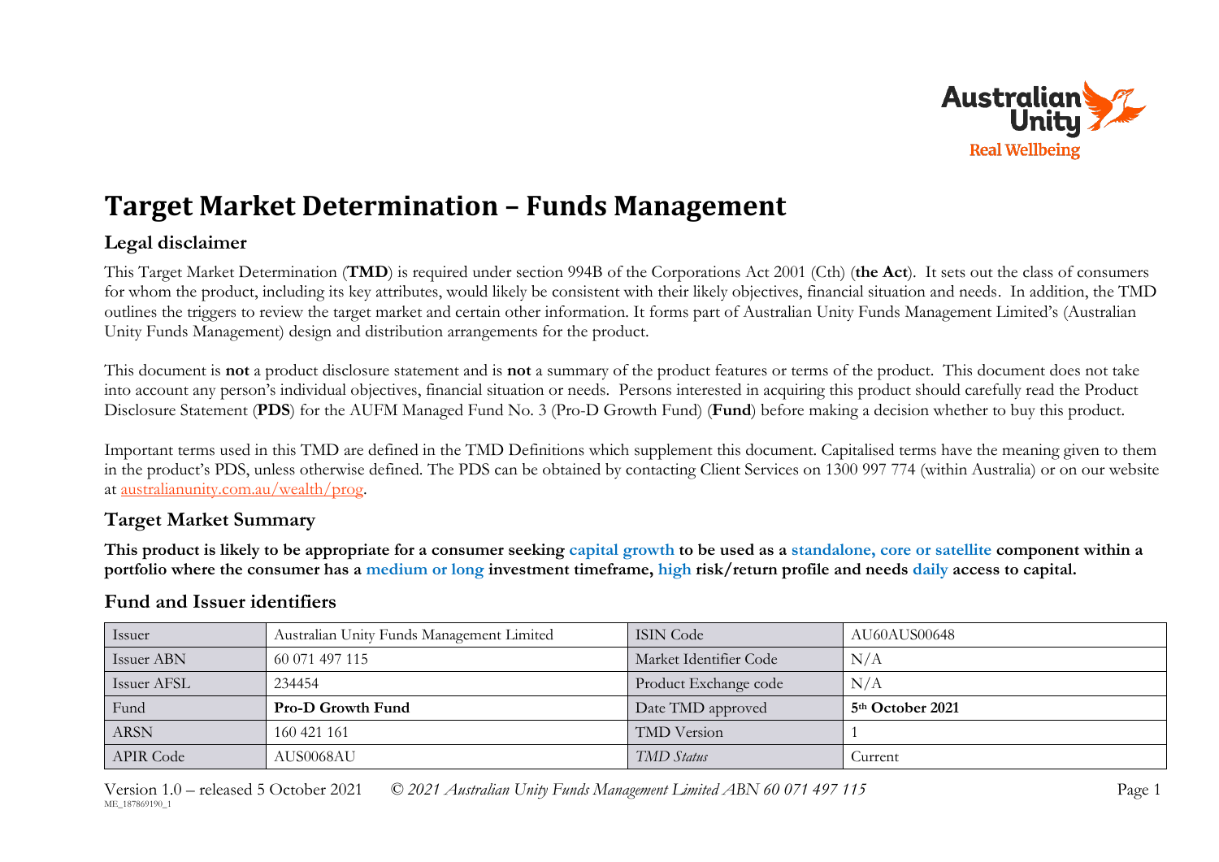# Target Market Determination – Funds Management

## Legal disclaimer

This Target Market Determination (**TMD**) is required under section 994B of the Corporations Act 2001 (Cth) (**the Act**). It sets out the class of consumers for whom the product, including its key attributes, would likely be consistent with their likely objectives, financial situation and needs. In addition, the TMD outlines the triggers to review the target market and certain other information. It forms part of Australian Unity Funds Management Limited's (Australian Unity Funds Management) design and distribution arrangements for the product.

This document is **not** a product disclosure statement and is **not** a summary of the product features or terms of the product. This document does not take into account any person's individual objectives, financial situation or needs. Persons interested in acquiring this product should carefully read the Product Disclosure Statement (**PDS**) for the AUFM Managed Fund No. 3 (Pro-D Growth Fund) (**Fund**) before making a decision whether to buy this product.

Important terms used in this TMD are defined in the TMD Definitions which supplement this document. Capitalised terms have the meaning given to them in the product's PDS, unless otherwise defined. The PDS can be obtained by contacting Client Services on 1300 997 774 (within Australia) or on our website at australianunity.com.au/wealth/prog.

## Target Market Summary

**This product is likely to be appropriate for a consumer seeking capital growth to be used as a standalone, core or satellite component within a portfolio where the consumer has a medium or long investment timeframe, high risk/return profile and needs daily access to capital.**

## Fund and Issuer identifiers

| Issuer | Australian Unity Funds Management Limited | ISIN Code | AU60AUS00648 |
|---|---|---|---|
| Issuer ABN | 60 071 497 115 | Market Identifier Code | N/A |
| Issuer AFSL | 234454 | Product Exchange code | N/A |
| Fund | **Pro-D Growth Fund** | Date TMD approved | **5th October 2021** |
| ARSN | 160 421 161 | TMD Version | 1 |
| APIR Code | AUS0068AU | *TMD Status* | Current |

Version 1.0 – released 5 October 2021 *© 2021 Australian Unity Funds Management Limited ABN 60 071 497 115*

ME_187869190_1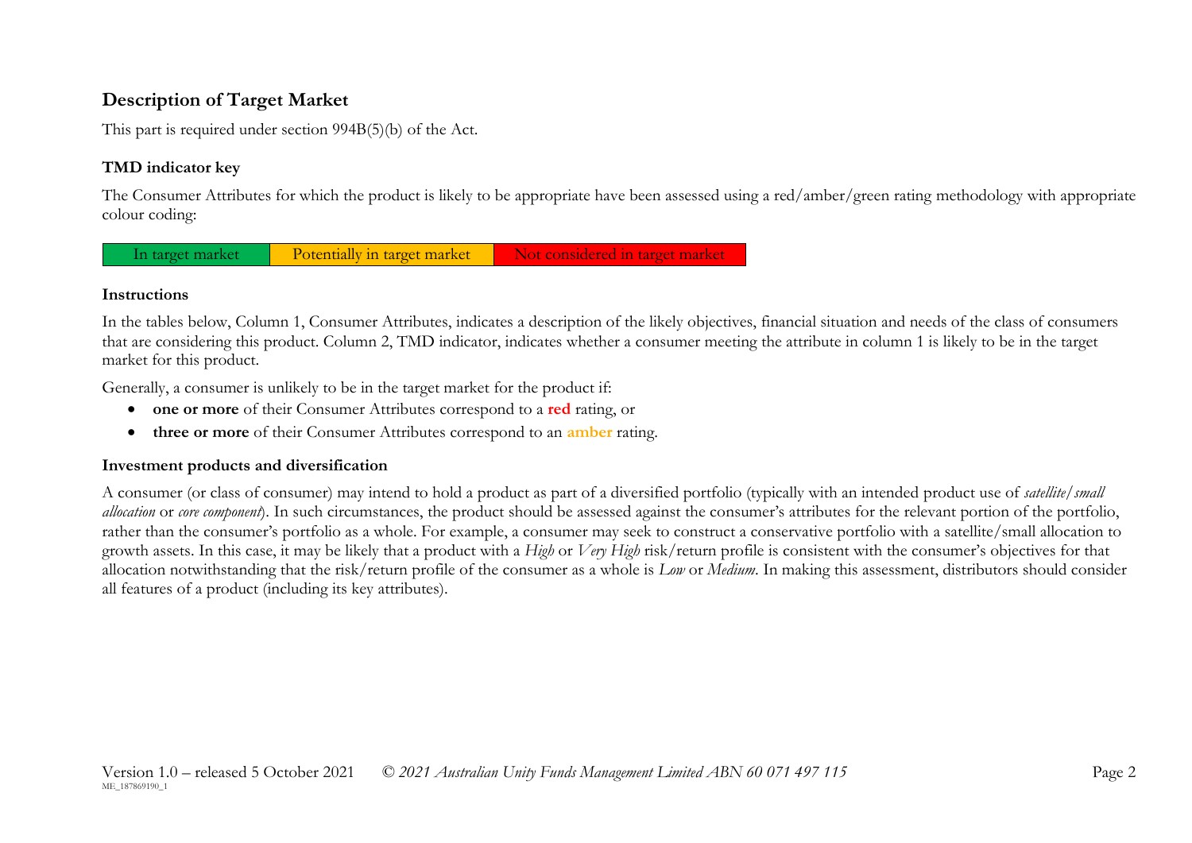## Description of Target Market

This part is required under section 994B(5)(b) of the Act.

### TMD indicator key

The Consumer Attributes for which the product is likely to be appropriate have been assessed using a red/amber/green rating methodology with appropriate colour coding:

| In target market | Potentially in target market | Not considered in target market |
| --- | --- | --- |

### Instructions

In the tables below, Column 1, Consumer Attributes, indicates a description of the likely objectives, financial situation and needs of the class of consumers that are considering this product. Column 2, TMD indicator, indicates whether a consumer meeting the attribute in column 1 is likely to be in the target market for this product.

Generally, a consumer is unlikely to be in the target market for the product if:

- **one or more** of their Consumer Attributes correspond to a **red** rating, or
- **three or more** of their Consumer Attributes correspond to an **amber** rating.

### Investment products and diversification

A consumer (or class of consumer) may intend to hold a product as part of a diversified portfolio (typically with an intended product use of *satellite/small allocation* or *core component*). In such circumstances, the product should be assessed against the consumer's attributes for the relevant portion of the portfolio, rather than the consumer's portfolio as a whole. For example, a consumer may seek to construct a conservative portfolio with a satellite/small allocation to growth assets. In this case, it may be likely that a product with a *High* or *Very High* risk/return profile is consistent with the consumer's objectives for that allocation notwithstanding that the risk/return profile of the consumer as a whole is *Low* or *Medium*. In making this assessment, distributors should consider all features of a product (including its key attributes).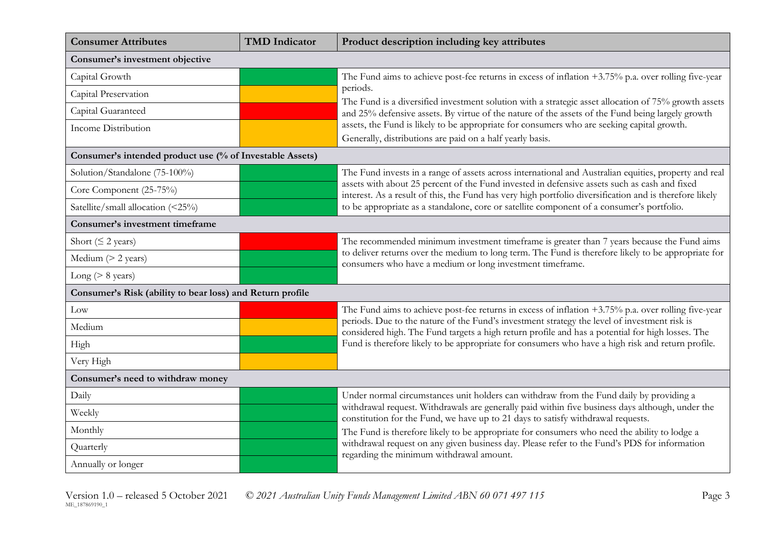| Consumer Attributes | TMD Indicator | Product description including key attributes |
|---|---|---|
| **Consumer's investment objective** | | |
| Capital Growth | Green | The Fund aims to achieve post-fee returns in excess of inflation +3.75% p.a. over rolling five-year periods. The Fund is a diversified investment solution with a strategic asset allocation of 75% growth assets and 25% defensive assets. By virtue of the nature of the assets of the Fund being largely growth assets, the Fund is likely to be appropriate for consumers who are seeking capital growth. Generally, distributions are paid on a half yearly basis. |
| Capital Preservation | Amber | |
| Capital Guaranteed | Red | |
| Income Distribution | Amber | |
| **Consumer's intended product use (% of Investable Assets)** | | |
| Solution/Standalone (75-100%) | Green | The Fund invests in a range of assets across international and Australian equities, property and real assets with about 25 percent of the Fund invested in defensive assets such as cash and fixed interest. As a result of this, the Fund has very high portfolio diversification and is therefore likely to be appropriate as a standalone, core or satellite component of a consumer's portfolio. |
| Core Component (25-75%) | Green | |
| Satellite/small allocation (<25%) | Green | |
| **Consumer's investment timeframe** | | |
| Short (≤ 2 years) | Red | The recommended minimum investment timeframe is greater than 7 years because the Fund aims to deliver returns over the medium to long term. The Fund is therefore likely to be appropriate for consumers who have a medium or long investment timeframe. |
| Medium (> 2 years) | Green | |
| Long (> 8 years) | Green | |
| **Consumer's Risk (ability to bear loss) and Return profile** | | |
| Low | Red | The Fund aims to achieve post-fee returns in excess of inflation +3.75% p.a. over rolling five-year periods. Due to the nature of the Fund's investment strategy the level of investment risk is considered high. The Fund targets a high return profile and has a potential for high losses. The Fund is therefore likely to be appropriate for consumers who have a high risk and return profile. |
| Medium | Amber | |
| High | Green | |
| Very High | Amber | |
| **Consumer's need to withdraw money** | | |
| Daily | Green | Under normal circumstances unit holders can withdraw from the Fund daily by providing a withdrawal request. Withdrawals are generally paid within five business days although, under the constitution for the Fund, we have up to 21 days to satisfy withdrawal requests. The Fund is therefore likely to be appropriate for consumers who need the ability to lodge a withdrawal request on any given business day. Please refer to the Fund's PDS for information regarding the minimum withdrawal amount. |
| Weekly | Green | |
| Monthly | Green | |
| Quarterly | Green | |
| Annually or longer | Green | |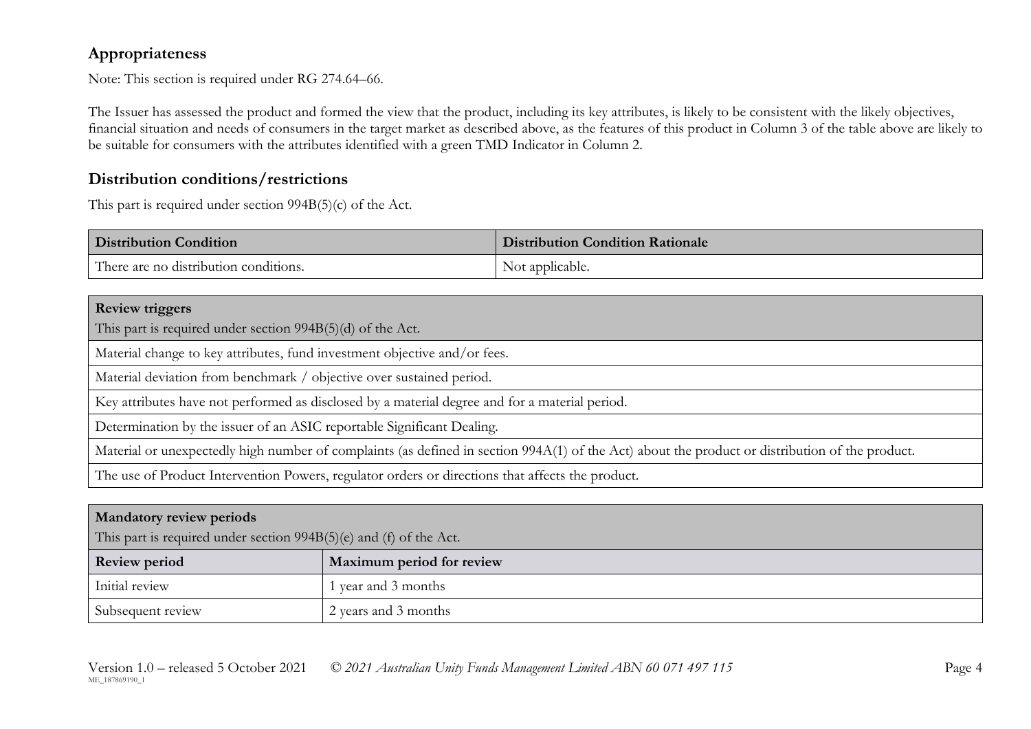## Appropriateness

Note: This section is required under RG 274.64–66.

The Issuer has assessed the product and formed the view that the product, including its key attributes, is likely to be consistent with the likely objectives, financial situation and needs of consumers in the target market as described above, as the features of this product in Column 3 of the table above are likely to be suitable for consumers with the attributes identified with a green TMD Indicator in Column 2.

## Distribution conditions/restrictions

This part is required under section 994B(5)(c) of the Act.

| Distribution Condition | Distribution Condition Rationale |
|---|---|
| There are no distribution conditions. | Not applicable. |

| **Review triggers**<br>This part is required under section 994B(5)(d) of the Act. |
|---|
| Material change to key attributes, fund investment objective and/or fees. |
| Material deviation from benchmark / objective over sustained period. |
| Key attributes have not performed as disclosed by a material degree and for a material period. |
| Determination by the issuer of an ASIC reportable Significant Dealing. |
| Material or unexpectedly high number of complaints (as defined in section 994A(1) of the Act) about the product or distribution of the product. |
| The use of Product Intervention Powers, regulator orders or directions that affects the product. |

| **Mandatory review periods**<br>This part is required under section 994B(5)(e) and (f) of the Act. | |
|---|---|
| **Review period** | **Maximum period for review** |
| Initial review | 1 year and 3 months |
| Subsequent review | 2 years and 3 months |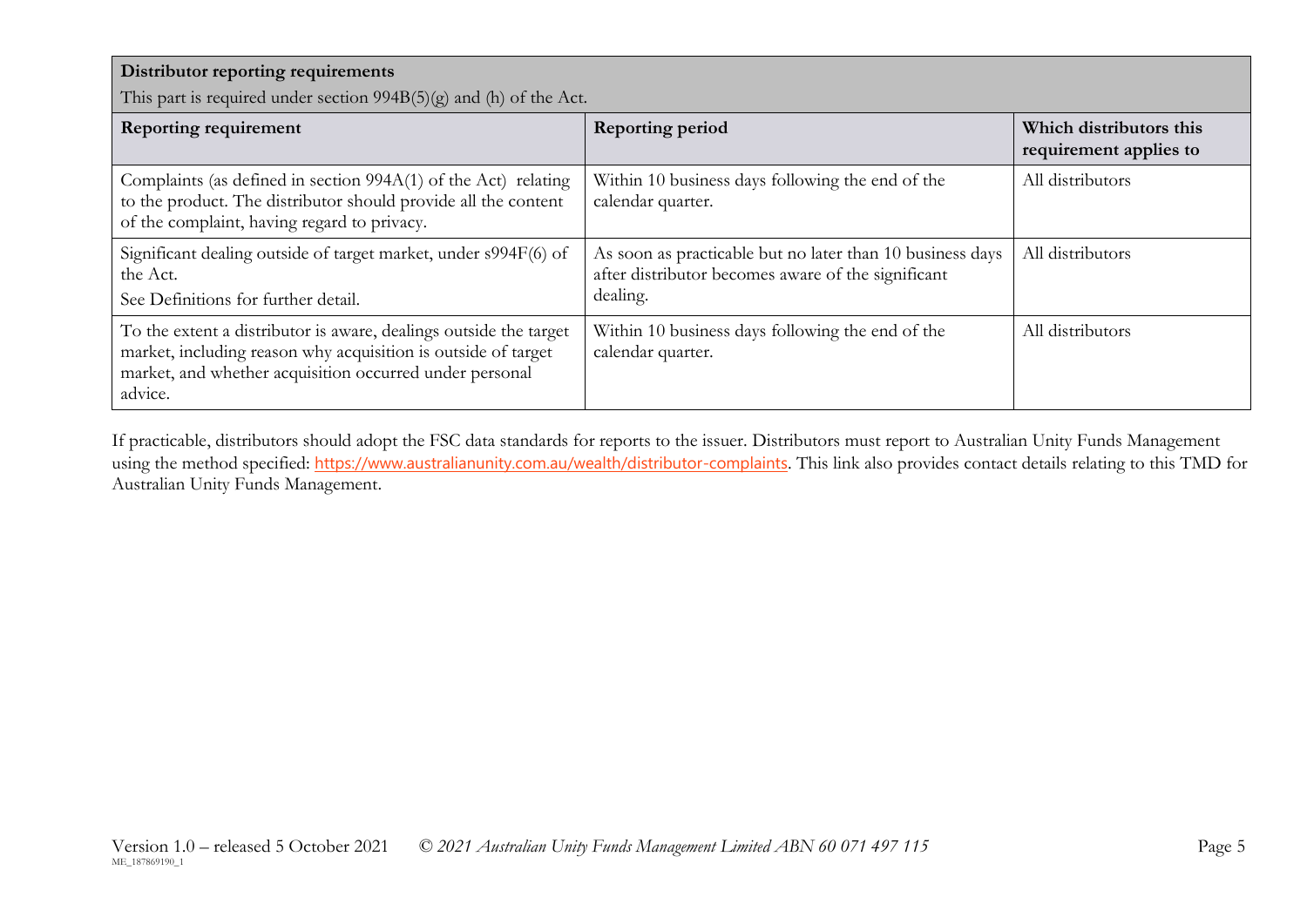| **Distributor reporting requirements**<br>This part is required under section 994B(5)(g) and (h) of the Act. | | |
|---|---|---|
| **Reporting requirement** | **Reporting period** | **Which distributors this requirement applies to** |
| Complaints (as defined in section 994A(1) of the Act) relating to the product. The distributor should provide all the content of the complaint, having regard to privacy. | Within 10 business days following the end of the calendar quarter. | All distributors |
| Significant dealing outside of target market, under s994F(6) of the Act.<br>See Definitions for further detail. | As soon as practicable but no later than 10 business days after distributor becomes aware of the significant dealing. | All distributors |
| To the extent a distributor is aware, dealings outside the target market, including reason why acquisition is outside of target market, and whether acquisition occurred under personal advice. | Within 10 business days following the end of the calendar quarter. | All distributors |

If practicable, distributors should adopt the FSC data standards for reports to the issuer. Distributors must report to Australian Unity Funds Management using the method specified: https://www.australianunity.com.au/wealth/distributor-complaints. This link also provides contact details relating to this TMD for Australian Unity Funds Management.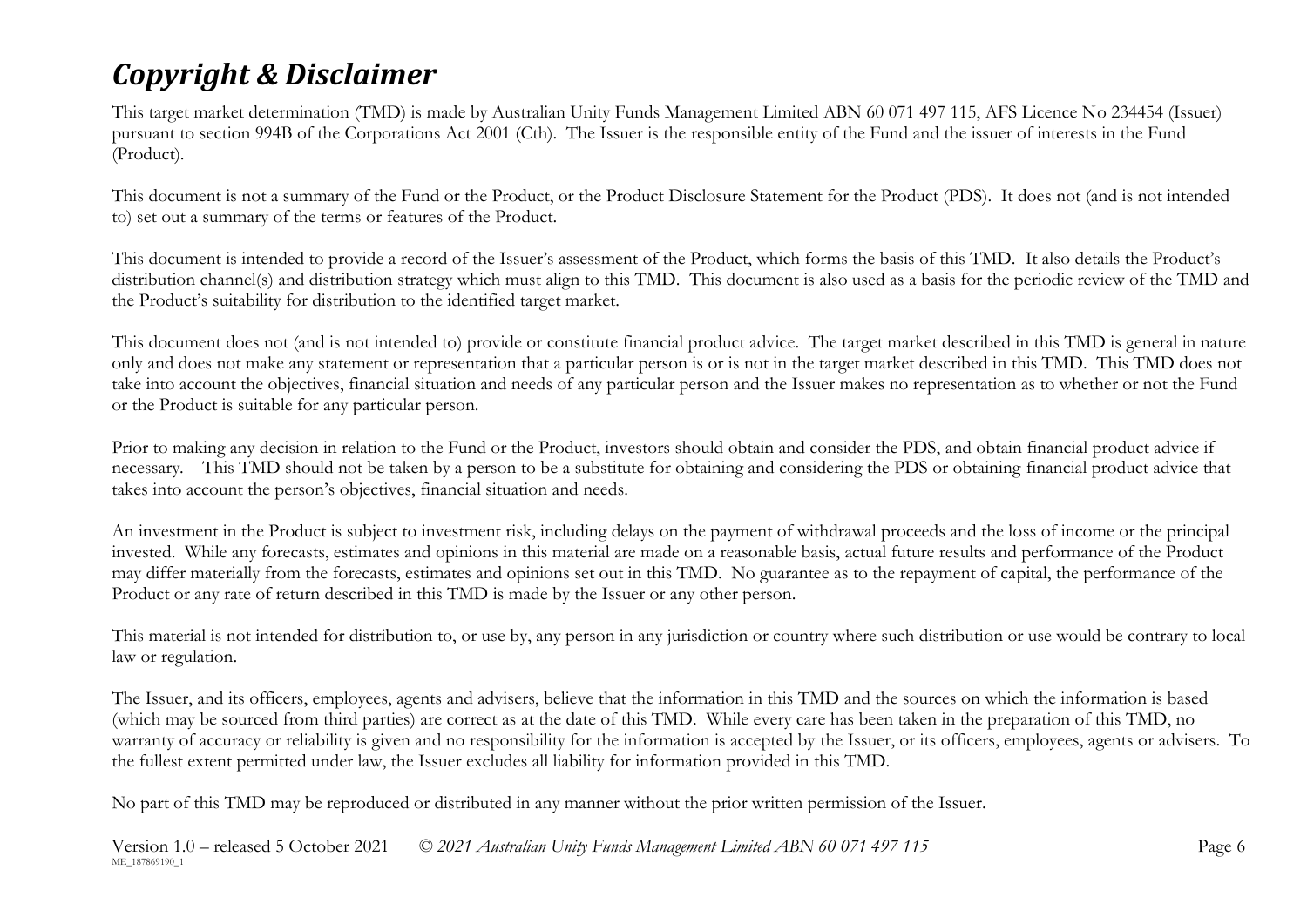# *Copyright & Disclaimer*

This target market determination (TMD) is made by Australian Unity Funds Management Limited ABN 60 071 497 115, AFS Licence No 234454 (Issuer) pursuant to section 994B of the Corporations Act 2001 (Cth). The Issuer is the responsible entity of the Fund and the issuer of interests in the Fund (Product).

This document is not a summary of the Fund or the Product, or the Product Disclosure Statement for the Product (PDS). It does not (and is not intended to) set out a summary of the terms or features of the Product.

This document is intended to provide a record of the Issuer's assessment of the Product, which forms the basis of this TMD. It also details the Product's distribution channel(s) and distribution strategy which must align to this TMD. This document is also used as a basis for the periodic review of the TMD and the Product's suitability for distribution to the identified target market.

This document does not (and is not intended to) provide or constitute financial product advice. The target market described in this TMD is general in nature only and does not make any statement or representation that a particular person is or is not in the target market described in this TMD. This TMD does not take into account the objectives, financial situation and needs of any particular person and the Issuer makes no representation as to whether or not the Fund or the Product is suitable for any particular person.

Prior to making any decision in relation to the Fund or the Product, investors should obtain and consider the PDS, and obtain financial product advice if necessary. This TMD should not be taken by a person to be a substitute for obtaining and considering the PDS or obtaining financial product advice that takes into account the person's objectives, financial situation and needs.

An investment in the Product is subject to investment risk, including delays on the payment of withdrawal proceeds and the loss of income or the principal invested. While any forecasts, estimates and opinions in this material are made on a reasonable basis, actual future results and performance of the Product may differ materially from the forecasts, estimates and opinions set out in this TMD. No guarantee as to the repayment of capital, the performance of the Product or any rate of return described in this TMD is made by the Issuer or any other person.

This material is not intended for distribution to, or use by, any person in any jurisdiction or country where such distribution or use would be contrary to local law or regulation.

The Issuer, and its officers, employees, agents and advisers, believe that the information in this TMD and the sources on which the information is based (which may be sourced from third parties) are correct as at the date of this TMD. While every care has been taken in the preparation of this TMD, no warranty of accuracy or reliability is given and no responsibility for the information is accepted by the Issuer, or its officers, employees, agents or advisers. To the fullest extent permitted under law, the Issuer excludes all liability for information provided in this TMD.

No part of this TMD may be reproduced or distributed in any manner without the prior written permission of the Issuer.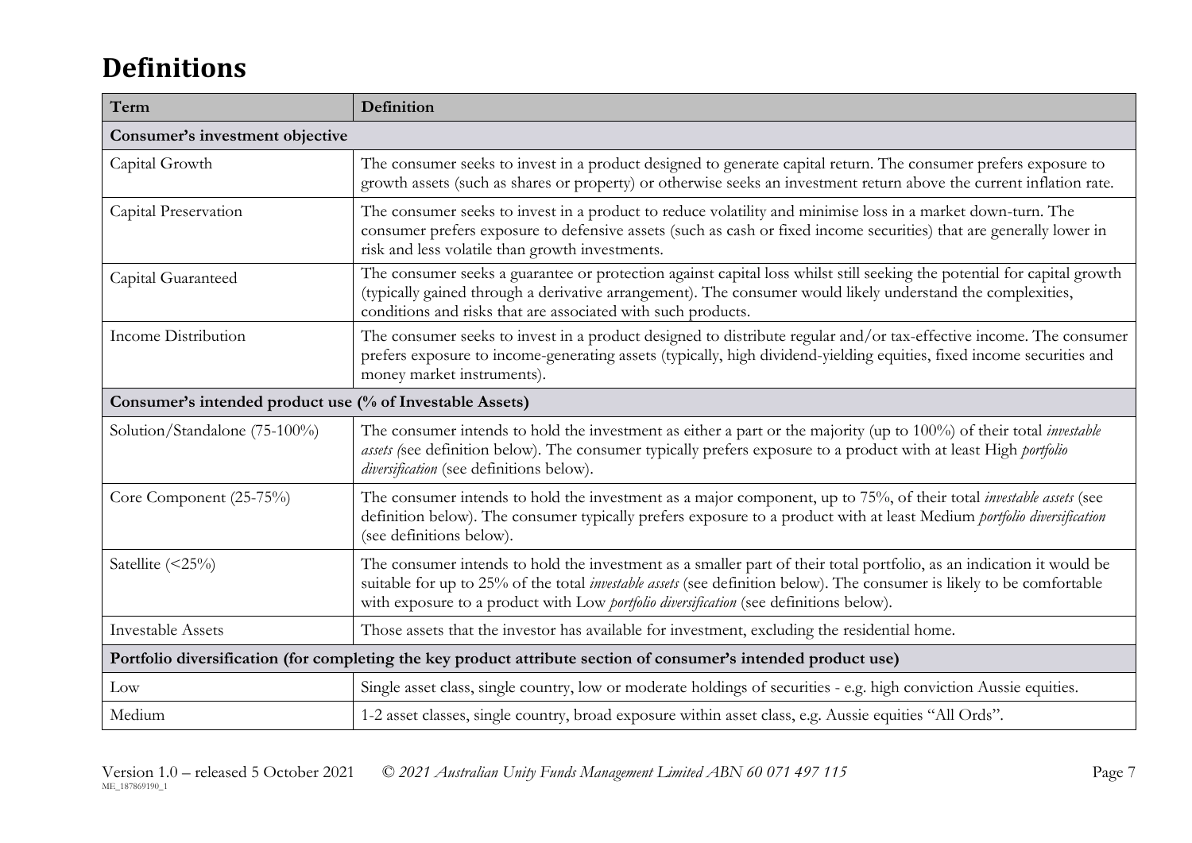# Definitions

| Term | Definition |
|---|---|
| **Consumer's investment objective** | |
| Capital Growth | The consumer seeks to invest in a product designed to generate capital return. The consumer prefers exposure to growth assets (such as shares or property) or otherwise seeks an investment return above the current inflation rate. |
| Capital Preservation | The consumer seeks to invest in a product to reduce volatility and minimise loss in a market down-turn. The consumer prefers exposure to defensive assets (such as cash or fixed income securities) that are generally lower in risk and less volatile than growth investments. |
| Capital Guaranteed | The consumer seeks a guarantee or protection against capital loss whilst still seeking the potential for capital growth (typically gained through a derivative arrangement). The consumer would likely understand the complexities, conditions and risks that are associated with such products. |
| Income Distribution | The consumer seeks to invest in a product designed to distribute regular and/or tax-effective income. The consumer prefers exposure to income-generating assets (typically, high dividend-yielding equities, fixed income securities and money market instruments). |
| **Consumer's intended product use (% of Investable Assets)** | |
| Solution/Standalone (75-100%) | The consumer intends to hold the investment as either a part or the majority (up to 100%) of their total *investable assets (*see definition below). The consumer typically prefers exposure to a product with at least High *portfolio diversification* (see definitions below). |
| Core Component (25-75%) | The consumer intends to hold the investment as a major component, up to 75%, of their total *investable assets* (see definition below). The consumer typically prefers exposure to a product with at least Medium *portfolio diversification* (see definitions below). |
| Satellite (<25%) | The consumer intends to hold the investment as a smaller part of their total portfolio, as an indication it would be suitable for up to 25% of the total *investable assets* (see definition below). The consumer is likely to be comfortable with exposure to a product with Low *portfolio diversification* (see definitions below). |
| Investable Assets | Those assets that the investor has available for investment, excluding the residential home. |
| **Portfolio diversification (for completing the key product attribute section of consumer's intended product use)** | |
| Low | Single asset class, single country, low or moderate holdings of securities - e.g. high conviction Aussie equities. |
| Medium | 1-2 asset classes, single country, broad exposure within asset class, e.g. Aussie equities "All Ords". |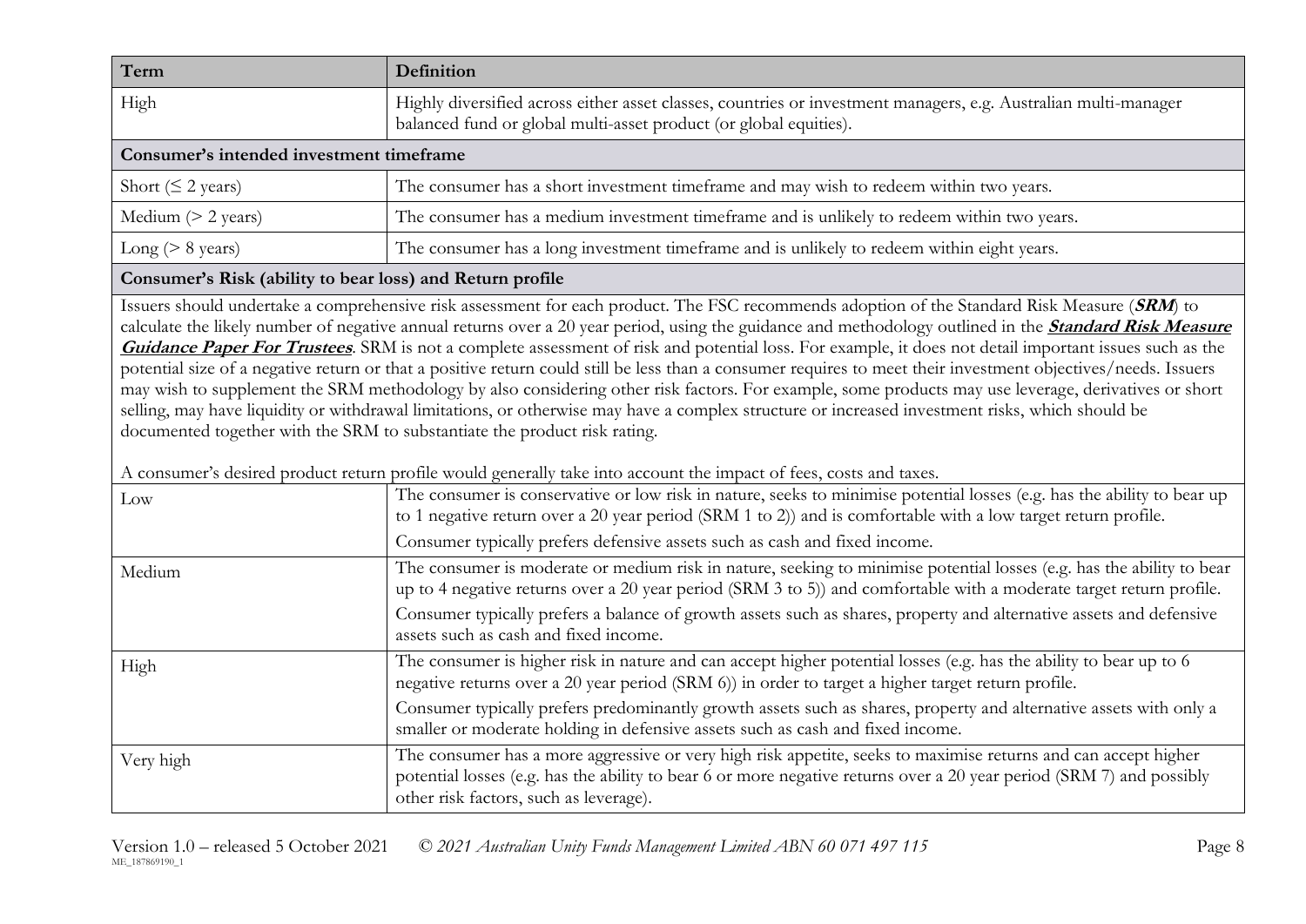| Term | Definition |
| --- | --- |
| High | Highly diversified across either asset classes, countries or investment managers, e.g. Australian multi-manager balanced fund or global multi-asset product (or global equities). |
| **Consumer's intended investment timeframe** | |
| Short (≤ 2 years) | The consumer has a short investment timeframe and may wish to redeem within two years. |
| Medium (> 2 years) | The consumer has a medium investment timeframe and is unlikely to redeem within two years. |
| Long (> 8 years) | The consumer has a long investment timeframe and is unlikely to redeem within eight years. |
| **Consumer's Risk (ability to bear loss) and Return profile** | |
| Issuers should undertake a comprehensive risk assessment for each product. The FSC recommends adoption of the Standard Risk Measure (***SRM***) to calculate the likely number of negative annual returns over a 20 year period, using the guidance and methodology outlined in the ***Standard Risk Measure Guidance Paper For Trustees***. SRM is not a complete assessment of risk and potential loss. For example, it does not detail important issues such as the potential size of a negative return or that a positive return could still be less than a consumer requires to meet their investment objectives/needs. Issuers may wish to supplement the SRM methodology by also considering other risk factors. For example, some products may use leverage, derivatives or short selling, may have liquidity or withdrawal limitations, or otherwise may have a complex structure or increased investment risks, which should be documented together with the SRM to substantiate the product risk rating.<br><br>A consumer's desired product return profile would generally take into account the impact of fees, costs and taxes. | |
| Low | The consumer is conservative or low risk in nature, seeks to minimise potential losses (e.g. has the ability to bear up to 1 negative return over a 20 year period (SRM 1 to 2)) and is comfortable with a low target return profile.<br>Consumer typically prefers defensive assets such as cash and fixed income. |
| Medium | The consumer is moderate or medium risk in nature, seeking to minimise potential losses (e.g. has the ability to bear up to 4 negative returns over a 20 year period (SRM 3 to 5)) and comfortable with a moderate target return profile.<br>Consumer typically prefers a balance of growth assets such as shares, property and alternative assets and defensive assets such as cash and fixed income. |
| High | The consumer is higher risk in nature and can accept higher potential losses (e.g. has the ability to bear up to 6 negative returns over a 20 year period (SRM 6)) in order to target a higher target return profile.<br>Consumer typically prefers predominantly growth assets such as shares, property and alternative assets with only a smaller or moderate holding in defensive assets such as cash and fixed income. |
| Very high | The consumer has a more aggressive or very high risk appetite, seeks to maximise returns and can accept higher potential losses (e.g. has the ability to bear 6 or more negative returns over a 20 year period (SRM 7) and possibly other risk factors, such as leverage). |

Version 1.0 – released 5 October 2021 © *2021 Australian Unity Funds Management Limited ABN 60 071 497 115*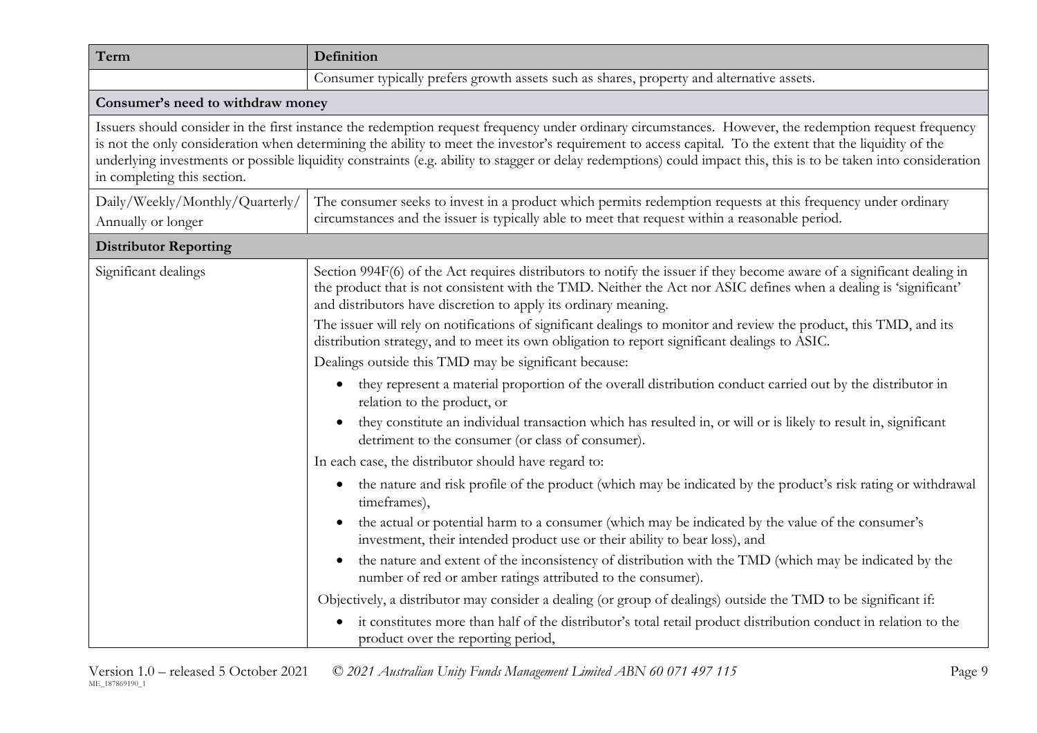| Term | Definition |
|---|---|
| | Consumer typically prefers growth assets such as shares, property and alternative assets. |
| **Consumer's need to withdraw money** | |
| Issuers should consider in the first instance the redemption request frequency under ordinary circumstances. However, the redemption request frequency is not the only consideration when determining the ability to meet the investor's requirement to access capital. To the extent that the liquidity of the underlying investments or possible liquidity constraints (e.g. ability to stagger or delay redemptions) could impact this, this is to be taken into consideration in completing this section. | |
| Daily/Weekly/Monthly/Quarterly/ Annually or longer | The consumer seeks to invest in a product which permits redemption requests at this frequency under ordinary circumstances and the issuer is typically able to meet that request within a reasonable period. |
| **Distributor Reporting** | |
| Significant dealings | Section 994F(6) of the Act requires distributors to notify the issuer if they become aware of a significant dealing in the product that is not consistent with the TMD. Neither the Act nor ASIC defines when a dealing is 'significant' and distributors have discretion to apply its ordinary meaning.<br>The issuer will rely on notifications of significant dealings to monitor and review the product, this TMD, and its distribution strategy, and to meet its own obligation to report significant dealings to ASIC.<br>Dealings outside this TMD may be significant because:<br>• they represent a material proportion of the overall distribution conduct carried out by the distributor in relation to the product, or<br>• they constitute an individual transaction which has resulted in, or will or is likely to result in, significant detriment to the consumer (or class of consumer).<br>In each case, the distributor should have regard to:<br>• the nature and risk profile of the product (which may be indicated by the product's risk rating or withdrawal timeframes),<br>• the actual or potential harm to a consumer (which may be indicated by the value of the consumer's investment, their intended product use or their ability to bear loss), and<br>• the nature and extent of the inconsistency of distribution with the TMD (which may be indicated by the number of red or amber ratings attributed to the consumer).<br>Objectively, a distributor may consider a dealing (or group of dealings) outside the TMD to be significant if:<br>• it constitutes more than half of the distributor's total retail product distribution conduct in relation to the product over the reporting period, |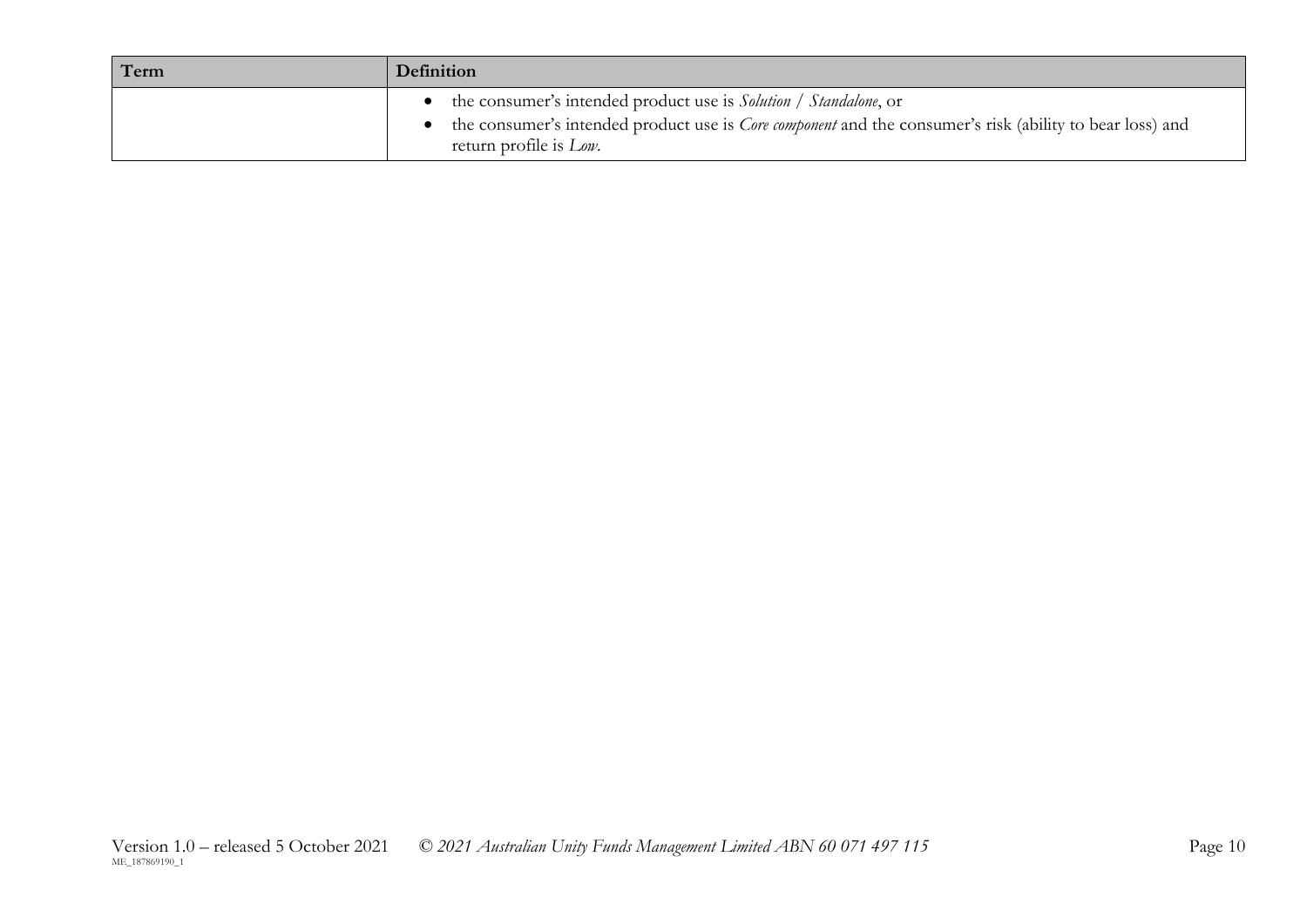| Term | Definition |
| --- | --- |
| | • the consumer's intended product use is *Solution / Standalone*, or<br>• the consumer's intended product use is *Core component* and the consumer's risk (ability to bear loss) and return profile is *Low*. |